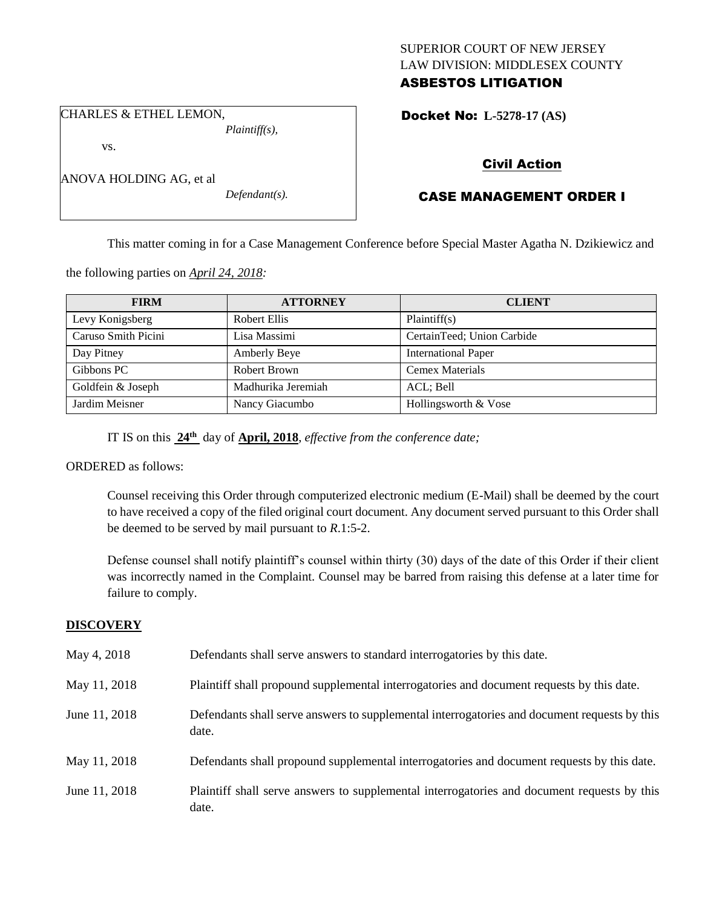SUPERIOR COURT OF NEW JERSEY
LAW DIVISION: MIDDLESEX COUNTY
**ASBESTOS LITIGATION**

CHARLES & ETHEL LEMON,
*Plaintiff(s),*

vs.

ANOVA HOLDING AG, et al
*Defendant(s).*

**Docket No: L-5278-17 (AS)**

**Civil Action**

**CASE MANAGEMENT ORDER I**

This matter coming in for a Case Management Conference before Special Master Agatha N. Dzikiewicz and the following parties on *April 24, 2018:*

| FIRM | ATTORNEY | CLIENT |
|---|---|---|
| Levy Konigsberg | Robert Ellis | Plaintiff(s) |
| Caruso Smith Picini | Lisa Massimi | CertainTeed; Union Carbide |
| Day Pitney | Amberly Beye | International Paper |
| Gibbons PC | Robert Brown | Cemex Materials |
| Goldfein & Joseph | Madhurika Jeremiah | ACL; Bell |
| Jardim Meisner | Nancy Giacumbo | Hollingsworth & Vose |

IT IS on this **24th** day of **April, 2018**, *effective from the conference date;*

ORDERED as follows:

Counsel receiving this Order through computerized electronic medium (E-Mail) shall be deemed by the court to have received a copy of the filed original court document. Any document served pursuant to this Order shall be deemed to be served by mail pursuant to *R*.1:5-2.

Defense counsel shall notify plaintiff's counsel within thirty (30) days of the date of this Order if their client was incorrectly named in the Complaint. Counsel may be barred from raising this defense at a later time for failure to comply.

**DISCOVERY**

| | |
|---|---|
| May 4, 2018 | Defendants shall serve answers to standard interrogatories by this date. |
| May 11, 2018 | Plaintiff shall propound supplemental interrogatories and document requests by this date. |
| June 11, 2018 | Defendants shall serve answers to supplemental interrogatories and document requests by this date. |
| May 11, 2018 | Defendants shall propound supplemental interrogatories and document requests by this date. |
| June 11, 2018 | Plaintiff shall serve answers to supplemental interrogatories and document requests by this date. |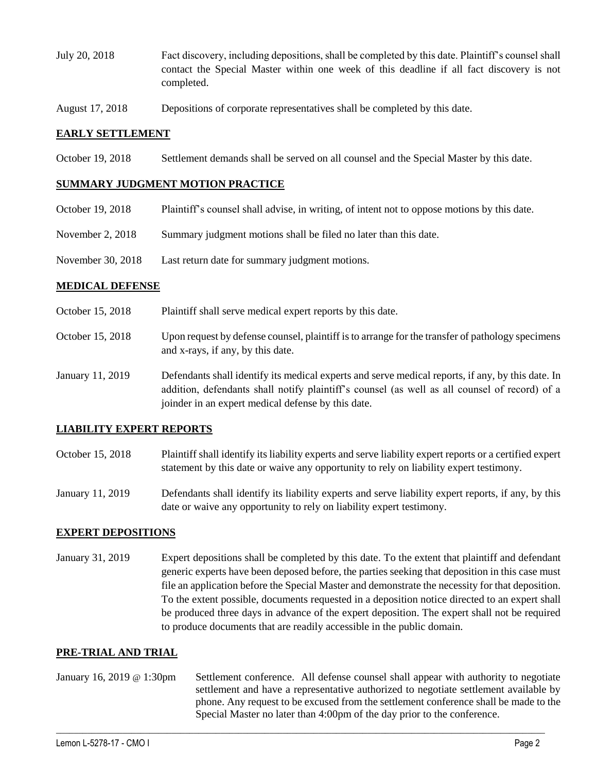| | |
|---|---|
| July 20, 2018 | Fact discovery, including depositions, shall be completed by this date. Plaintiff's counsel shall contact the Special Master within one week of this deadline if all fact discovery is not completed. |
| August 17, 2018 | Depositions of corporate representatives shall be completed by this date. |

## EARLY SETTLEMENT

| | |
|---|---|
| October 19, 2018 | Settlement demands shall be served on all counsel and the Special Master by this date. |

## SUMMARY JUDGMENT MOTION PRACTICE

| | |
|---|---|
| October 19, 2018 | Plaintiff's counsel shall advise, in writing, of intent not to oppose motions by this date. |
| November 2, 2018 | Summary judgment motions shall be filed no later than this date. |
| November 30, 2018 | Last return date for summary judgment motions. |

## MEDICAL DEFENSE

| | |
|---|---|
| October 15, 2018 | Plaintiff shall serve medical expert reports by this date. |
| October 15, 2018 | Upon request by defense counsel, plaintiff is to arrange for the transfer of pathology specimens and x-rays, if any, by this date. |
| January 11, 2019 | Defendants shall identify its medical experts and serve medical reports, if any, by this date. In addition, defendants shall notify plaintiff's counsel (as well as all counsel of record) of a joinder in an expert medical defense by this date. |

## LIABILITY EXPERT REPORTS

| | |
|---|---|
| October 15, 2018 | Plaintiff shall identify its liability experts and serve liability expert reports or a certified expert statement by this date or waive any opportunity to rely on liability expert testimony. |
| January 11, 2019 | Defendants shall identify its liability experts and serve liability expert reports, if any, by this date or waive any opportunity to rely on liability expert testimony. |

## EXPERT DEPOSITIONS

| | |
|---|---|
| January 31, 2019 | Expert depositions shall be completed by this date. To the extent that plaintiff and defendant generic experts have been deposed before, the parties seeking that deposition in this case must file an application before the Special Master and demonstrate the necessity for that deposition. To the extent possible, documents requested in a deposition notice directed to an expert shall be produced three days in advance of the expert deposition. The expert shall not be required to produce documents that are readily accessible in the public domain. |

## PRE-TRIAL AND TRIAL

| | |
|---|---|
| January 16, 2019 @ 1:30pm | Settlement conference. All defense counsel shall appear with authority to negotiate settlement and have a representative authorized to negotiate settlement available by phone. Any request to be excused from the settlement conference shall be made to the Special Master no later than 4:00pm of the day prior to the conference. |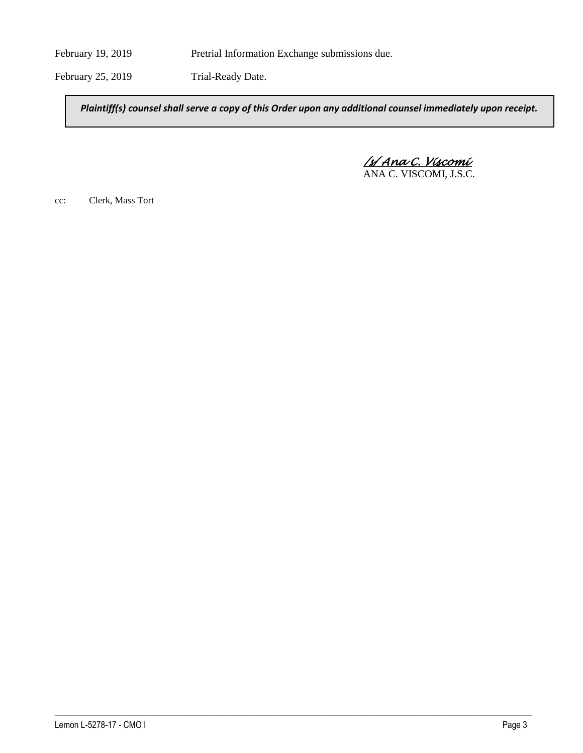| | |
| --- | --- |
| February 19, 2019 | Pretrial Information Exchange submissions due. |
| February 25, 2019 | Trial-Ready Date. |

***Plaintiff(s) counsel shall serve a copy of this Order upon any additional counsel immediately upon receipt.***

/s/ Ana C. Viscomi
ANA C. VISCOMI, J.S.C.

cc: Clerk, Mass Tort